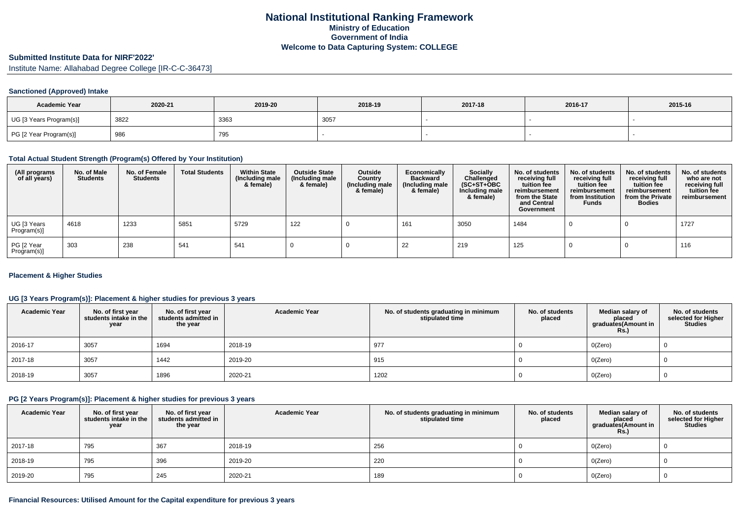# National Institutional Ranking Framework
## Ministry of Education
## Government of India
## Welcome to Data Capturing System: COLLEGE

### Submitted Institute Data for NIRF'2022'

Institute Name: Allahabad Degree College [IR-C-C-36473]

#### Sanctioned (Approved) Intake

| Academic Year | 2020-21 | 2019-20 | 2018-19 | 2017-18 | 2016-17 | 2015-16 |
|---|---|---|---|---|---|---|
| UG [3 Years Program(s)] | 3822 | 3363 | 3057 | - | - | - |
| PG [2 Year Program(s)] | 986 | 795 | - | - | - | - |

#### Total Actual Student Strength (Program(s) Offered by Your Institution)

| (All programs of all years) | No. of Male Students | No. of Female Students | Total Students | Within State (Including male & female) | Outside State (Including male & female) | Outside Country (Including male & female) | Economically Backward (Including male & female) | Socially Challenged (SC+ST+OBC Including male & female) | No. of students receiving full tuition fee reimbursement from the State and Central Government | No. of students receiving full tuition fee reimbursement from Institution Funds | No. of students receiving full tuition fee reimbursement from the Private Bodies | No. of students who are not receiving full tuition fee reimbursement |
|---|---|---|---|---|---|---|---|---|---|---|---|---|
| UG [3 Years Program(s)] | 4618 | 1233 | 5851 | 5729 | 122 | 0 | 161 | 3050 | 1484 | 0 | 0 | 1727 |
| PG [2 Year Program(s)] | 303 | 238 | 541 | 541 | 0 | 0 | 22 | 219 | 125 | 0 | 0 | 116 |

#### Placement & Higher Studies

#### UG [3 Years Program(s)]: Placement & higher studies for previous 3 years

| Academic Year | No. of first year students intake in the year | No. of first year students admitted in the year | Academic Year | No. of students graduating in minimum stipulated time | No. of students placed | Median salary of placed graduates(Amount in Rs.) | No. of students selected for Higher Studies |
|---|---|---|---|---|---|---|---|
| 2016-17 | 3057 | 1694 | 2018-19 | 977 | 0 | 0(Zero) | 0 |
| 2017-18 | 3057 | 1442 | 2019-20 | 915 | 0 | 0(Zero) | 0 |
| 2018-19 | 3057 | 1896 | 2020-21 | 1202 | 0 | 0(Zero) | 0 |

#### PG [2 Years Program(s)]: Placement & higher studies for previous 3 years

| Academic Year | No. of first year students intake in the year | No. of first year students admitted in the year | Academic Year | No. of students graduating in minimum stipulated time | No. of students placed | Median salary of placed graduates(Amount in Rs.) | No. of students selected for Higher Studies |
|---|---|---|---|---|---|---|---|
| 2017-18 | 795 | 367 | 2018-19 | 256 | 0 | 0(Zero) | 0 |
| 2018-19 | 795 | 396 | 2019-20 | 220 | 0 | 0(Zero) | 0 |
| 2019-20 | 795 | 245 | 2020-21 | 189 | 0 | 0(Zero) | 0 |

#### Financial Resources: Utilised Amount for the Capital expenditure for previous 3 years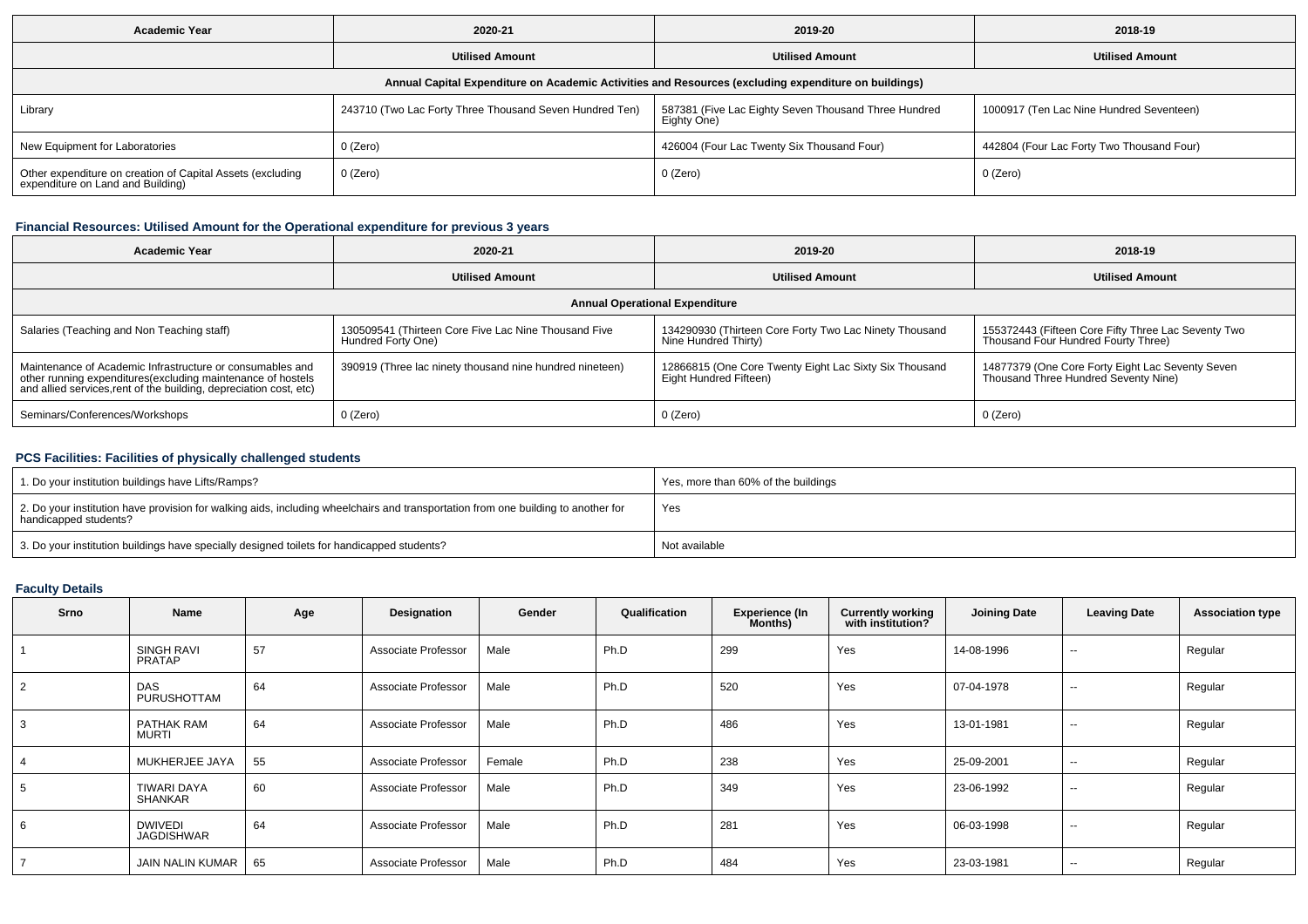| Academic Year | 2020-21 | 2019-20 | 2018-19 |
|---|---|---|---|
| | Utilised Amount | Utilised Amount | Utilised Amount |
| Annual Capital Expenditure on Academic Activities and Resources (excluding expenditure on buildings) | | | |
| Library | 243710 (Two Lac Forty Three Thousand Seven Hundred Ten) | 587381 (Five Lac Eighty Seven Thousand Three Hundred Eighty One) | 1000917 (Ten Lac Nine Hundred Seventeen) |
| New Equipment for Laboratories | 0 (Zero) | 426004 (Four Lac Twenty Six Thousand Four) | 442804 (Four Lac Forty Two Thousand Four) |
| Other expenditure on creation of Capital Assets (excluding expenditure on Land and Building) | 0 (Zero) | 0 (Zero) | 0 (Zero) |

### Financial Resources: Utilised Amount for the Operational expenditure for previous 3 years

| Academic Year | 2020-21 | 2019-20 | 2018-19 |
|---|---|---|---|
| | Utilised Amount | Utilised Amount | Utilised Amount |
| Annual Operational Expenditure | | | |
| Salaries (Teaching and Non Teaching staff) | 130509541 (Thirteen Core Five Lac Nine Thousand Five Hundred Forty One) | 134290930 (Thirteen Core Forty Two Lac Ninety Thousand Nine Hundred Thirty) | 155372443 (Fifteen Core Fifty Three Lac Seventy Two Thousand Four Hundred Fourty Three) |
| Maintenance of Academic Infrastructure or consumables and other running expenditures(excluding maintenance of hostels and allied services,rent of the building, depreciation cost, etc) | 390919 (Three lac ninety thousand nine hundred nineteen) | 12866815 (One Core Twenty Eight Lac Sixty Six Thousand Eight Hundred Fifteen) | 14877379 (One Core Forty Eight Lac Seventy Seven Thousand Three Hundred Seventy Nine) |
| Seminars/Conferences/Workshops | 0 (Zero) | 0 (Zero) | 0 (Zero) |

### PCS Facilities: Facilities of physically challenged students

| | |
|---|---|
| 1. Do your institution buildings have Lifts/Ramps? | Yes, more than 60% of the buildings |
| 2. Do your institution have provision for walking aids, including wheelchairs and transportation from one building to another for handicapped students? | Yes |
| 3. Do your institution buildings have specially designed toilets for handicapped students? | Not available |

### Faculty Details

| Srno | Name | Age | Designation | Gender | Qualification | Experience (In Months) | Currently working with institution? | Joining Date | Leaving Date | Association type |
|---|---|---|---|---|---|---|---|---|---|---|
| 1 | SINGH RAVI PRATAP | 57 | Associate Professor | Male | Ph.D | 299 | Yes | 14-08-1996 | -- | Regular |
| 2 | DAS PURUSHOTTAM | 64 | Associate Professor | Male | Ph.D | 520 | Yes | 07-04-1978 | -- | Regular |
| 3 | PATHAK RAM MURTI | 64 | Associate Professor | Male | Ph.D | 486 | Yes | 13-01-1981 | -- | Regular |
| 4 | MUKHERJEE JAYA | 55 | Associate Professor | Female | Ph.D | 238 | Yes | 25-09-2001 | -- | Regular |
| 5 | TIWARI DAYA SHANKAR | 60 | Associate Professor | Male | Ph.D | 349 | Yes | 23-06-1992 | -- | Regular |
| 6 | DWIVEDI JAGDISHWAR | 64 | Associate Professor | Male | Ph.D | 281 | Yes | 06-03-1998 | -- | Regular |
| 7 | JAIN NALIN KUMAR | 65 | Associate Professor | Male | Ph.D | 484 | Yes | 23-03-1981 | -- | Regular |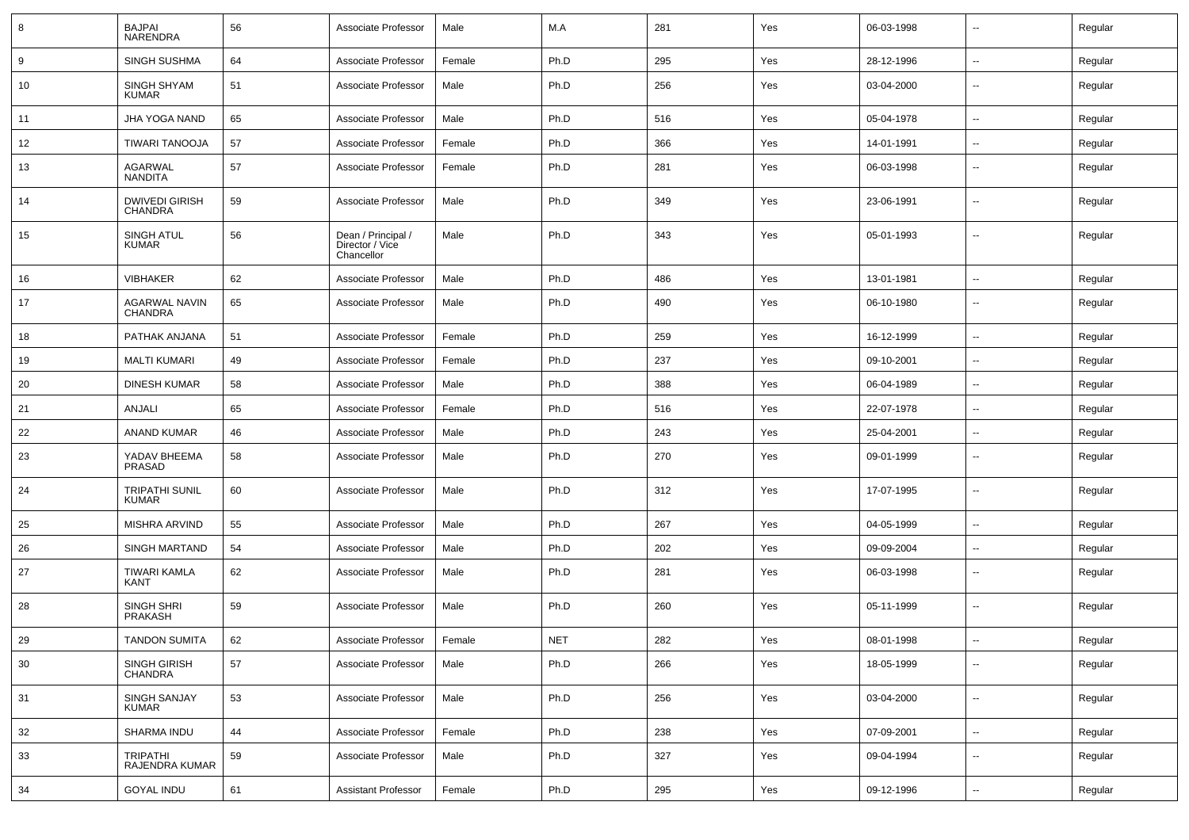| | | | | | | | | | | |
|---|---|---|---|---|---|---|---|---|---|---|
| 8 | BAJPAI NARENDRA | 56 | Associate Professor | Male | M.A | 281 | Yes | 06-03-1998 | -- | Regular |
| 9 | SINGH SUSHMA | 64 | Associate Professor | Female | Ph.D | 295 | Yes | 28-12-1996 | -- | Regular |
| 10 | SINGH SHYAM KUMAR | 51 | Associate Professor | Male | Ph.D | 256 | Yes | 03-04-2000 | -- | Regular |
| 11 | JHA YOGA NAND | 65 | Associate Professor | Male | Ph.D | 516 | Yes | 05-04-1978 | -- | Regular |
| 12 | TIWARI TANOOJA | 57 | Associate Professor | Female | Ph.D | 366 | Yes | 14-01-1991 | -- | Regular |
| 13 | AGARWAL NANDITA | 57 | Associate Professor | Female | Ph.D | 281 | Yes | 06-03-1998 | -- | Regular |
| 14 | DWIVEDI GIRISH CHANDRA | 59 | Associate Professor | Male | Ph.D | 349 | Yes | 23-06-1991 | -- | Regular |
| 15 | SINGH ATUL KUMAR | 56 | Dean / Principal / Director / Vice Chancellor | Male | Ph.D | 343 | Yes | 05-01-1993 | -- | Regular |
| 16 | VIBHAKER | 62 | Associate Professor | Male | Ph.D | 486 | Yes | 13-01-1981 | -- | Regular |
| 17 | AGARWAL NAVIN CHANDRA | 65 | Associate Professor | Male | Ph.D | 490 | Yes | 06-10-1980 | -- | Regular |
| 18 | PATHAK ANJANA | 51 | Associate Professor | Female | Ph.D | 259 | Yes | 16-12-1999 | -- | Regular |
| 19 | MALTI KUMARI | 49 | Associate Professor | Female | Ph.D | 237 | Yes | 09-10-2001 | -- | Regular |
| 20 | DINESH KUMAR | 58 | Associate Professor | Male | Ph.D | 388 | Yes | 06-04-1989 | -- | Regular |
| 21 | ANJALI | 65 | Associate Professor | Female | Ph.D | 516 | Yes | 22-07-1978 | -- | Regular |
| 22 | ANAND KUMAR | 46 | Associate Professor | Male | Ph.D | 243 | Yes | 25-04-2001 | -- | Regular |
| 23 | YADAV BHEEMA PRASAD | 58 | Associate Professor | Male | Ph.D | 270 | Yes | 09-01-1999 | -- | Regular |
| 24 | TRIPATHI SUNIL KUMAR | 60 | Associate Professor | Male | Ph.D | 312 | Yes | 17-07-1995 | -- | Regular |
| 25 | MISHRA ARVIND | 55 | Associate Professor | Male | Ph.D | 267 | Yes | 04-05-1999 | -- | Regular |
| 26 | SINGH MARTAND | 54 | Associate Professor | Male | Ph.D | 202 | Yes | 09-09-2004 | -- | Regular |
| 27 | TIWARI KAMLA KANT | 62 | Associate Professor | Male | Ph.D | 281 | Yes | 06-03-1998 | -- | Regular |
| 28 | SINGH SHRI PRAKASH | 59 | Associate Professor | Male | Ph.D | 260 | Yes | 05-11-1999 | -- | Regular |
| 29 | TANDON SUMITA | 62 | Associate Professor | Female | NET | 282 | Yes | 08-01-1998 | -- | Regular |
| 30 | SINGH GIRISH CHANDRA | 57 | Associate Professor | Male | Ph.D | 266 | Yes | 18-05-1999 | -- | Regular |
| 31 | SINGH SANJAY KUMAR | 53 | Associate Professor | Male | Ph.D | 256 | Yes | 03-04-2000 | -- | Regular |
| 32 | SHARMA INDU | 44 | Associate Professor | Female | Ph.D | 238 | Yes | 07-09-2001 | -- | Regular |
| 33 | TRIPATHI RAJENDRA KUMAR | 59 | Associate Professor | Male | Ph.D | 327 | Yes | 09-04-1994 | -- | Regular |
| 34 | GOYAL INDU | 61 | Assistant Professor | Female | Ph.D | 295 | Yes | 09-12-1996 | -- | Regular |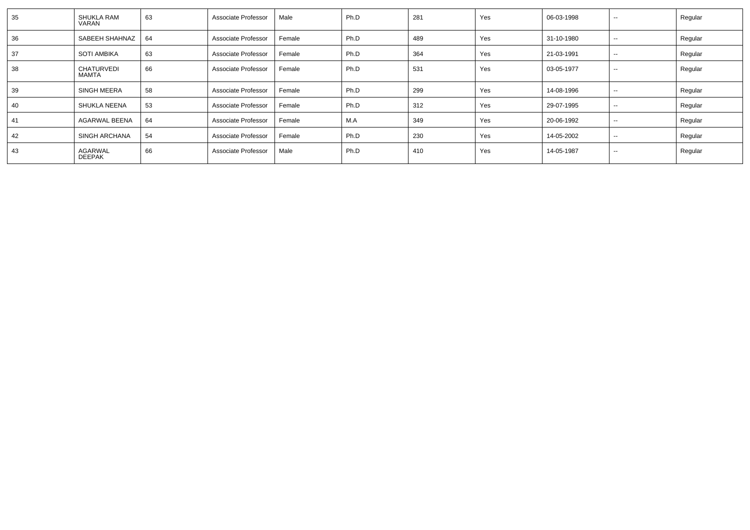| | | | | | | | | | | |
|---|---|---|---|---|---|---|---|---|---|---|
| 35 | SHUKLA RAM VARAN | 63 | Associate Professor | Male | Ph.D | 281 | Yes | 06-03-1998 | -- | Regular |
| 36 | SABEEH SHAHNAZ | 64 | Associate Professor | Female | Ph.D | 489 | Yes | 31-10-1980 | -- | Regular |
| 37 | SOTI AMBIKA | 63 | Associate Professor | Female | Ph.D | 364 | Yes | 21-03-1991 | -- | Regular |
| 38 | CHATURVEDI MAMTA | 66 | Associate Professor | Female | Ph.D | 531 | Yes | 03-05-1977 | -- | Regular |
| 39 | SINGH MEERA | 58 | Associate Professor | Female | Ph.D | 299 | Yes | 14-08-1996 | -- | Regular |
| 40 | SHUKLA NEENA | 53 | Associate Professor | Female | Ph.D | 312 | Yes | 29-07-1995 | -- | Regular |
| 41 | AGARWAL BEENA | 64 | Associate Professor | Female | M.A | 349 | Yes | 20-06-1992 | -- | Regular |
| 42 | SINGH ARCHANA | 54 | Associate Professor | Female | Ph.D | 230 | Yes | 14-05-2002 | -- | Regular |
| 43 | AGARWAL DEEPAK | 66 | Associate Professor | Male | Ph.D | 410 | Yes | 14-05-1987 | -- | Regular |